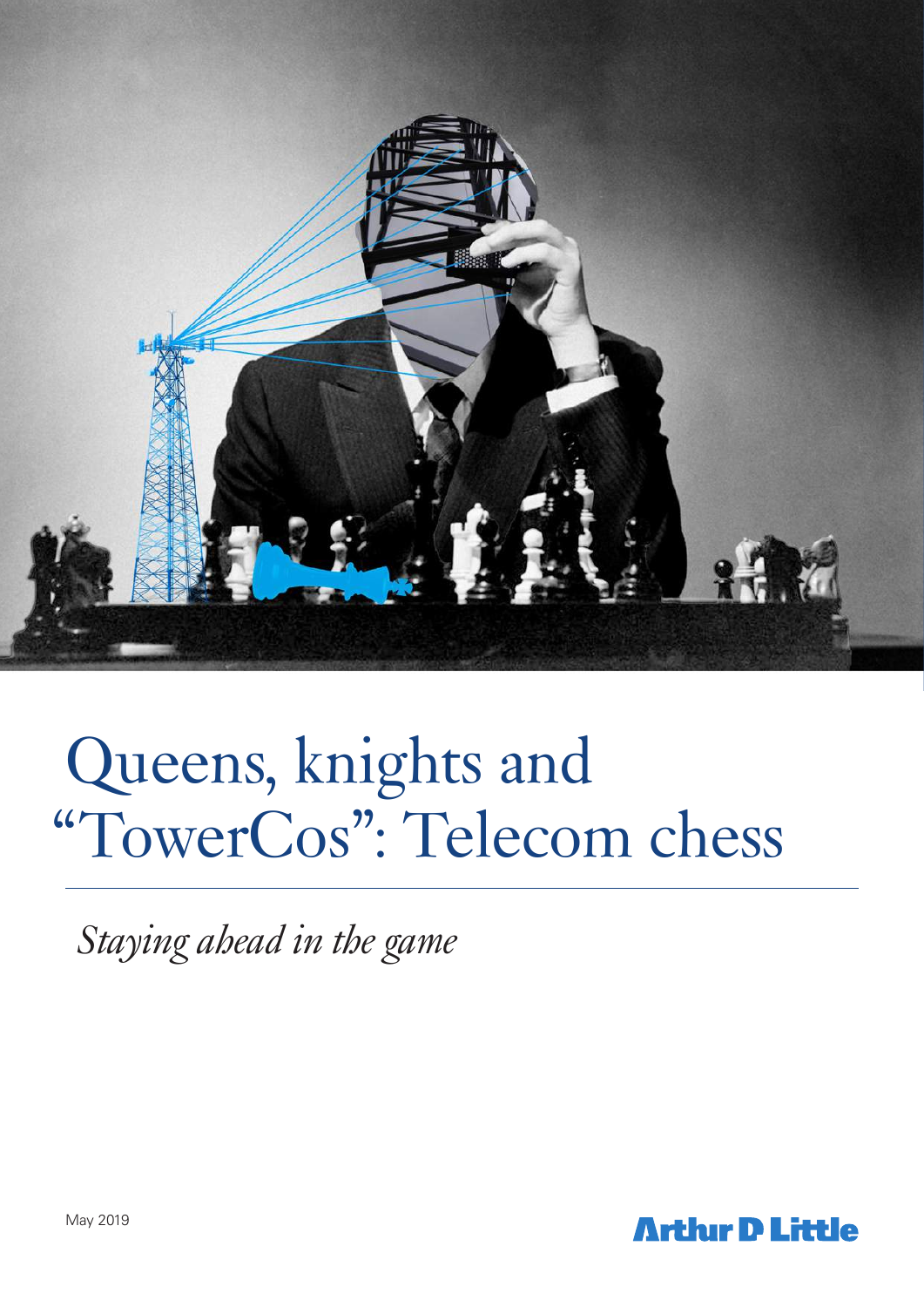# Queens, knights and "TowerCos": Telecom chess

*Staying ahead in the game*

May 2019

Arthur D Little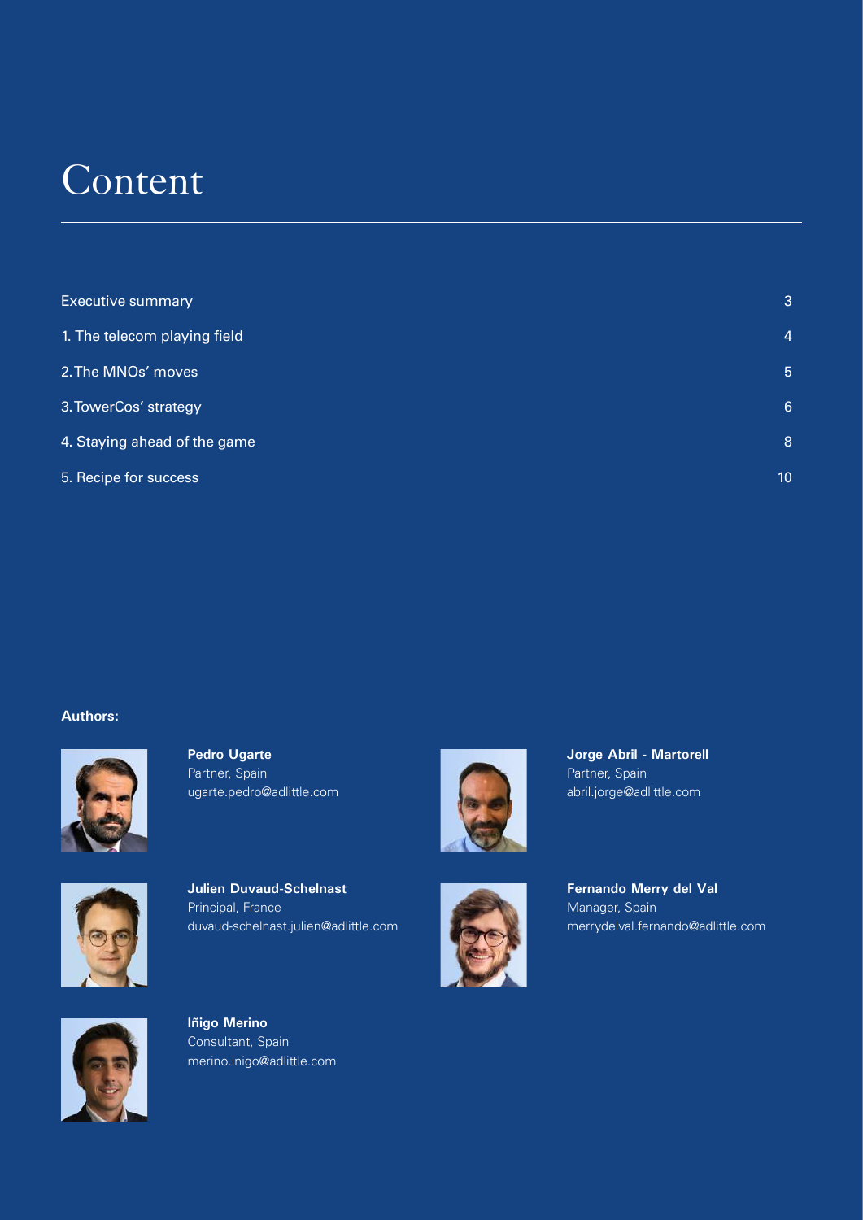# Content

| | |
|---|---|
| Executive summary | 3 |
| 1. The telecom playing field | 4 |
| 2. The MNOs' moves | 5 |
| 3. TowerCos' strategy | 6 |
| 4. Staying ahead of the game | 8 |
| 5. Recipe for success | 10 |

**Authors:**

**Pedro Ugarte**
Partner, Spain
ugarte.pedro@adlittle.com

**Jorge Abril - Martorell**
Partner, Spain
abril.jorge@adlittle.com

**Julien Duvaud-Schelnast**
Principal, France
duvaud-schelnast.julien@adlittle.com

**Fernando Merry del Val**
Manager, Spain
merrydelval.fernando@adlittle.com

**Iñigo Merino**
Consultant, Spain
merino.inigo@adlittle.com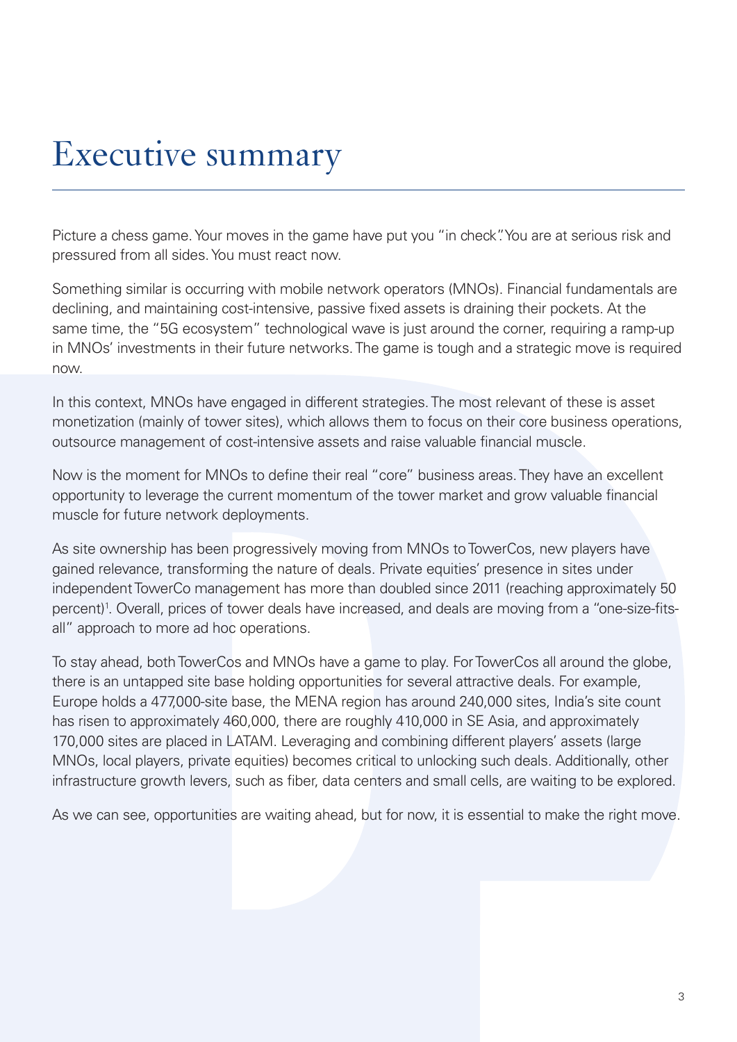# Executive summary

Picture a chess game. Your moves in the game have put you "in check". You are at serious risk and pressured from all sides. You must react now.

Something similar is occurring with mobile network operators (MNOs). Financial fundamentals are declining, and maintaining cost-intensive, passive fixed assets is draining their pockets. At the same time, the "5G ecosystem" technological wave is just around the corner, requiring a ramp-up in MNOs' investments in their future networks. The game is tough and a strategic move is required now.

In this context, MNOs have engaged in different strategies. The most relevant of these is asset monetization (mainly of tower sites), which allows them to focus on their core business operations, outsource management of cost-intensive assets and raise valuable financial muscle.

Now is the moment for MNOs to define their real "core" business areas. They have an excellent opportunity to leverage the current momentum of the tower market and grow valuable financial muscle for future network deployments.

As site ownership has been progressively moving from MNOs to TowerCos, new players have gained relevance, transforming the nature of deals. Private equities' presence in sites under independent TowerCo management has more than doubled since 2011 (reaching approximately 50 percent)[1]. Overall, prices of tower deals have increased, and deals are moving from a "one-size-fits-all" approach to more ad hoc operations.

To stay ahead, both TowerCos and MNOs have a game to play. For TowerCos all around the globe, there is an untapped site base holding opportunities for several attractive deals. For example, Europe holds a 477,000-site base, the MENA region has around 240,000 sites, India's site count has risen to approximately 460,000, there are roughly 410,000 in SE Asia, and approximately 170,000 sites are placed in LATAM. Leveraging and combining different players' assets (large MNOs, local players, private equities) becomes critical to unlocking such deals. Additionally, other infrastructure growth levers, such as fiber, data centers and small cells, are waiting to be explored.

As we can see, opportunities are waiting ahead, but for now, it is essential to make the right move.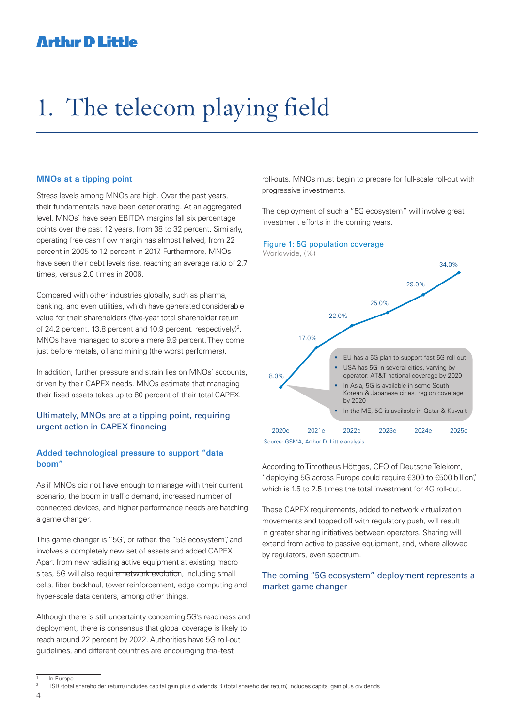# 1. The telecom playing field

## MNOs at a tipping point

Stress levels among MNOs are high. Over the past years, their fundamentals have been deteriorating. At an aggregated level, MNOs[1] have seen EBITDA margins fall six percentage points over the past 12 years, from 38 to 32 percent. Similarly, operating free cash flow margin has almost halved, from 22 percent in 2005 to 12 percent in 2017. Furthermore, MNOs have seen their debt levels rise, reaching an average ratio of 2.7 times, versus 2.0 times in 2006.

Compared with other industries globally, such as pharma, banking, and even utilities, which have generated considerable value for their shareholders (five-year total shareholder return of 24.2 percent, 13.8 percent and 10.9 percent, respectively)[2], MNOs have managed to score a mere 9.9 percent. They come just before metals, oil and mining (the worst performers).

In addition, further pressure and strain lies on MNOs' accounts, driven by their CAPEX needs. MNOs estimate that managing their fixed assets takes up to 80 percent of their total CAPEX.

**Ultimately, MNOs are at a tipping point, requiring urgent action in CAPEX financing**

## Added technological pressure to support "data boom"

As if MNOs did not have enough to manage with their current scenario, the boom in traffic demand, increased number of connected devices, and higher performance needs are hatching a game changer.

This game changer is "5G", or rather, the "5G ecosystem", and involves a completely new set of assets and added CAPEX. Apart from new radiating active equipment at existing macro sites, 5G will also require network evolution, including small cells, fiber backhaul, tower reinforcement, edge computing and hyper-scale data centers, among other things.

Although there is still uncertainty concerning 5G's readiness and deployment, there is consensus that global coverage is likely to reach around 22 percent by 2022. Authorities have 5G roll-out guidelines, and different countries are encouraging trial-test roll-outs. MNOs must begin to prepare for full-scale roll-out with progressive investments.

The deployment of such a "5G ecosystem" will involve great investment efforts in the coming years.

Figure 1: 5G population coverage

Worldwide, (%)

8.0%
17.0%
22.0%
25.0%
29.0%
34.0%

2020e
2021e
2022e
2023e
2024e
2025e

- EU has a 5G plan to support fast 5G roll-out
- USA has 5G in several cities, varying by operator: AT&T national coverage by 2020
- In Asia, 5G is available in some South Korean & Japanese cities, region coverage by 2020
- In the ME, 5G is available in Qatar & Kuwait

Source: GSMA, Arthur D. Little analysis

According to Timotheus Höttges, CEO of Deutsche Telekom, "deploying 5G across Europe could require €300 to €500 billion", which is 1.5 to 2.5 times the total investment for 4G roll-out.

These CAPEX requirements, added to network virtualization movements and topped off with regulatory push, will result in greater sharing initiatives between operators. Sharing will extend from active to passive equipment, and, where allowed by regulators, even spectrum.

**The coming "5G ecosystem" deployment represents a market game changer**

---

[1] In Europe

[2] TSR (total shareholder return) includes capital gain plus dividends R (total shareholder return) includes capital gain plus dividends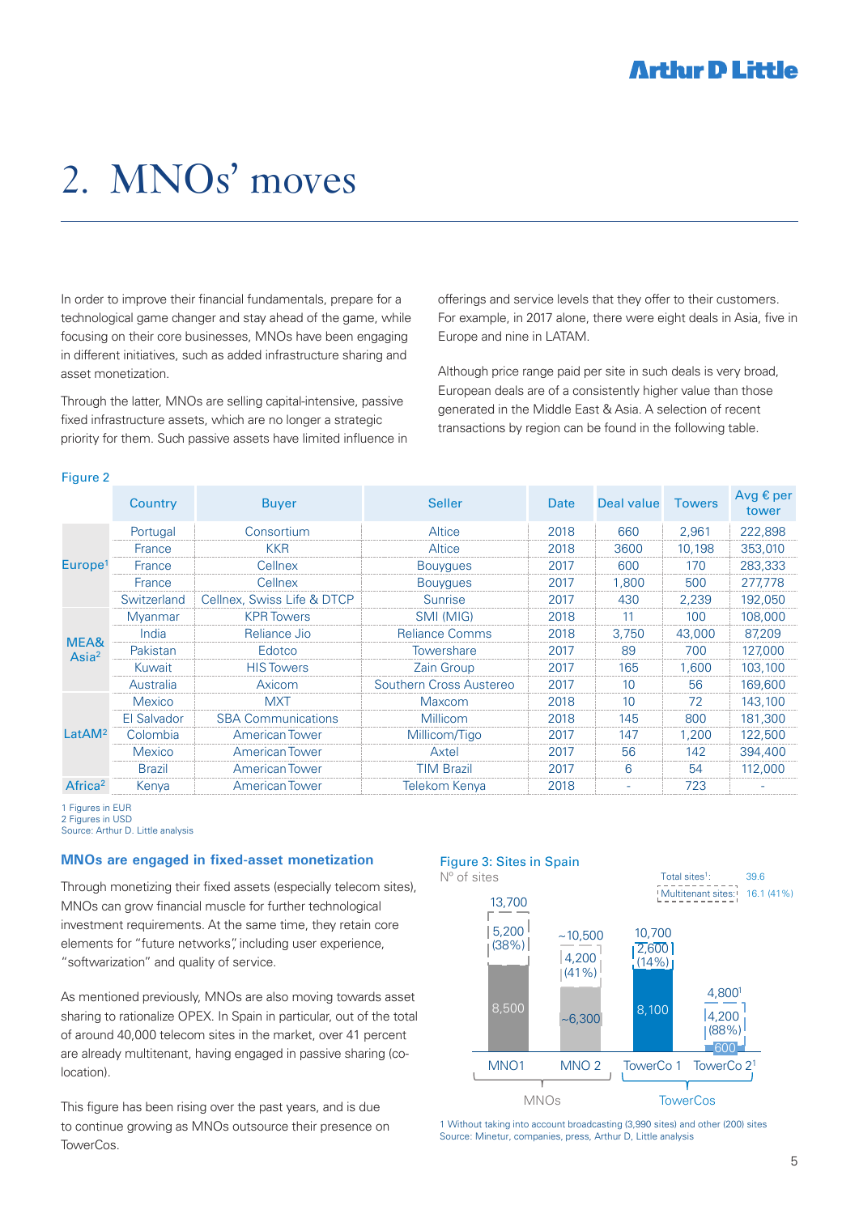# 2. MNOs' moves

In order to improve their financial fundamentals, prepare for a technological game changer and stay ahead of the game, while focusing on their core businesses, MNOs have been engaging in different initiatives, such as added infrastructure sharing and asset monetization.

Through the latter, MNOs are selling capital-intensive, passive fixed infrastructure assets, which are no longer a strategic priority for them. Such passive assets have limited influence in offerings and service levels that they offer to their customers. For example, in 2017 alone, there were eight deals in Asia, five in Europe and nine in LATAM.

Although price range paid per site in such deals is very broad, European deals are of a consistently higher value than those generated in the Middle East & Asia. A selection of recent transactions by region can be found in the following table.

Figure 2

| | Country | Buyer | Seller | Date | Deal value | Towers | Avg € per tower |
|---|---|---|---|---|---|---|---|
| Europe[1] | Portugal | Consortium | Altice | 2018 | 660 | 2,961 | 222,898 |
| | France | KKR | Altice | 2018 | 3600 | 10,198 | 353,010 |
| | France | Cellnex | Bouygues | 2017 | 600 | 170 | 283,333 |
| | France | Cellnex | Bouygues | 2017 | 1,800 | 500 | 277,778 |
| | Switzerland | Cellnex, Swiss Life & DTCP | Sunrise | 2017 | 430 | 2,239 | 192,050 |
| MEA& Asia[2] | Myanmar | KPR Towers | SMI (MIG) | 2018 | 11 | 100 | 108,000 |
| | India | Reliance Jio | Reliance Comms | 2018 | 3,750 | 43,000 | 87,209 |
| | Pakistan | Edotco | Towershare | 2017 | 89 | 700 | 127,000 |
| | Kuwait | HIS Towers | Zain Group | 2017 | 165 | 1,600 | 103,100 |
| | Australia | Axicom | Southern Cross Austereo | 2017 | 10 | 56 | 169,600 |
| LatAM[2] | Mexico | MXT | Maxcom | 2018 | 10 | 72 | 143,100 |
| | El Salvador | SBA Communications | Millicom | 2018 | 145 | 800 | 181,300 |
| | Colombia | American Tower | Millicom/Tigo | 2017 | 147 | 1,200 | 122,500 |
| | Mexico | American Tower | Axtel | 2017 | 56 | 142 | 394,400 |
| | Brazil | American Tower | TIM Brazil | 2017 | 6 | 54 | 112,000 |
| Africa[2] | Kenya | American Tower | Telekom Kenya | 2018 | - | 723 | - |

1 Figures in EUR
2 Figures in USD
Source: Arthur D. Little analysis

### MNOs are engaged in fixed-asset monetization

Through monetizing their fixed assets (especially telecom sites), MNOs can grow financial muscle for further technological investment requirements. At the same time, they retain core elements for "future networks", including user experience, "softwarization" and quality of service.

As mentioned previously, MNOs are also moving towards asset sharing to rationalize OPEX. In Spain in particular, out of the total of around 40,000 telecom sites in the market, over 41 percent are already multitenant, having engaged in passive sharing (co-location).

This figure has been rising over the past years, and is due to continue growing as MNOs outsource their presence on TowerCos.

Figure 3: Sites in Spain

N° of sites

Total sites[1]: 39.6
Multitenant sites: 16.1 (41%)

MNO1: 13,700; 5,200 (38%); 8,500
MNO 2: ~10,500; 4,200 (41%); ~6,300
TowerCo 1: 10,700; 2,600 (14%); 8,100
TowerCo 2[1]: 4,800[1]; 4,200 (88%); 600

MNOs
TowerCos

1 Without taking into account broadcasting (3,990 sites) and other (200) sites
Source: Minetur, companies, press, Arthur D, Little analysis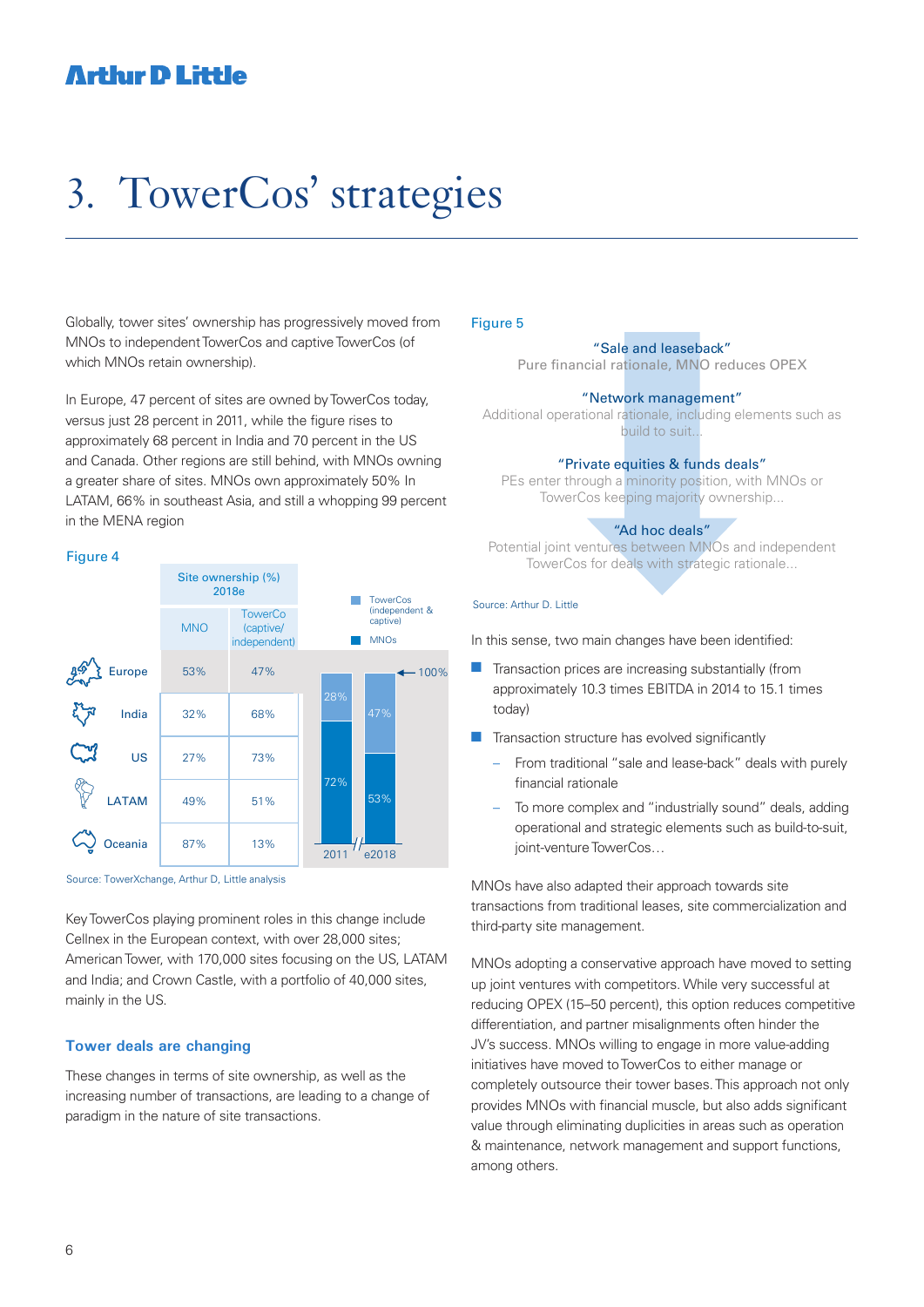# 3. TowerCos' strategies

Globally, tower sites' ownership has progressively moved from MNOs to independent TowerCos and captive TowerCos (of which MNOs retain ownership).

In Europe, 47 percent of sites are owned by TowerCos today, versus just 28 percent in 2011, while the figure rises to approximately 68 percent in India and 70 percent in the US and Canada. Other regions are still behind, with MNOs owning a greater share of sites. MNOs own approximately 50% In LATAM, 66% in southeast Asia, and still a whopping 99 percent in the MENA region

Figure 4

| | Site ownership (%) 2018e | |
|---|---|---|
| | MNO | TowerCo (captive/ independent) |
| Europe | 53% | 47% |
| India | 32% | 68% |
| US | 27% | 73% |
| LATAM | 49% | 51% |
| Oceania | 87% | 13% |

TowerCos (independent & captive)
MNOs
100%
28%
72%
47%
53%
2011
e2018

Source: TowerXchange, Arthur D, Little analysis

Key TowerCos playing prominent roles in this change include Cellnex in the European context, with over 28,000 sites; American Tower, with 170,000 sites focusing on the US, LATAM and India; and Crown Castle, with a portfolio of 40,000 sites, mainly in the US.

### Tower deals are changing

These changes in terms of site ownership, as well as the increasing number of transactions, are leading to a change of paradigm in the nature of site transactions.

Figure 5

"Sale and leaseback"
Pure financial rationale, MNO reduces OPEX

"Network management"
Additional operational rationale, including elements such as build to suit...

"Private equities & funds deals"
PEs enter through a minority position, with MNOs or TowerCos keeping majority ownership...

"Ad hoc deals"
Potential joint ventures between MNOs and independent TowerCos for deals with strategic rationale...

Source: Arthur D. Little

In this sense, two main changes have been identified:

- Transaction prices are increasing substantially (from approximately 10.3 times EBITDA in 2014 to 15.1 times today)
- Transaction structure has evolved significantly
  - From traditional "sale and lease-back" deals with purely financial rationale
  - To more complex and "industrially sound" deals, adding operational and strategic elements such as build-to-suit, joint-venture TowerCos…

MNOs have also adapted their approach towards site transactions from traditional leases, site commercialization and third-party site management.

MNOs adopting a conservative approach have moved to setting up joint ventures with competitors. While very successful at reducing OPEX (15–50 percent), this option reduces competitive differentiation, and partner misalignments often hinder the JV's success. MNOs willing to engage in more value-adding initiatives have moved to TowerCos to either manage or completely outsource their tower bases. This approach not only provides MNOs with financial muscle, but also adds significant value through eliminating duplicities in areas such as operation & maintenance, network management and support functions, among others.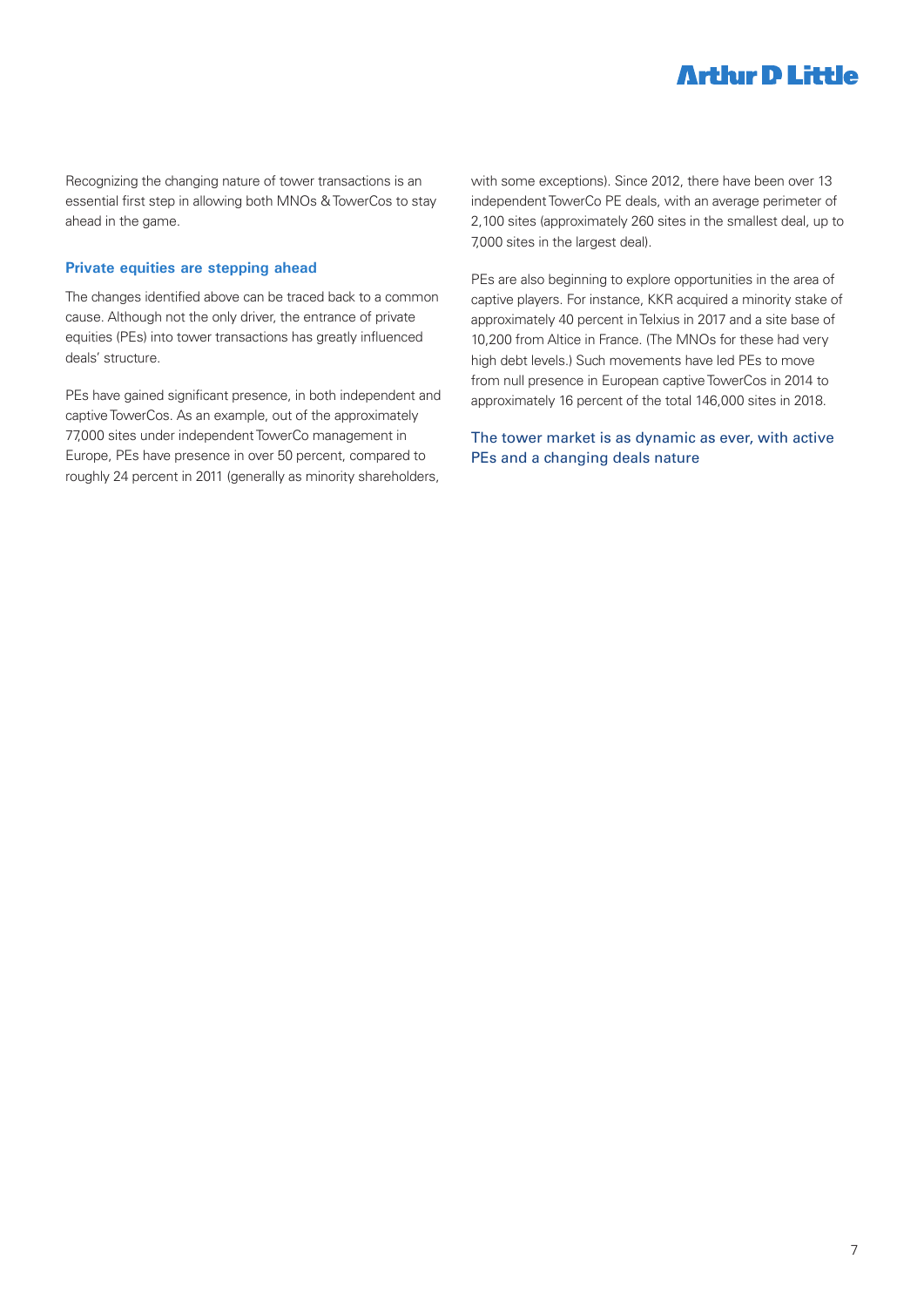Recognizing the changing nature of tower transactions is an essential first step in allowing both MNOs & TowerCos to stay ahead in the game.

### Private equities are stepping ahead

The changes identified above can be traced back to a common cause. Although not the only driver, the entrance of private equities (PEs) into tower transactions has greatly influenced deals' structure.

PEs have gained significant presence, in both independent and captive TowerCos. As an example, out of the approximately 77,000 sites under independent TowerCo management in Europe, PEs have presence in over 50 percent, compared to roughly 24 percent in 2011 (generally as minority shareholders, with some exceptions). Since 2012, there have been over 13 independent TowerCo PE deals, with an average perimeter of 2,100 sites (approximately 260 sites in the smallest deal, up to 7,000 sites in the largest deal).

PEs are also beginning to explore opportunities in the area of captive players. For instance, KKR acquired a minority stake of approximately 40 percent in Telxius in 2017 and a site base of 10,200 from Altice in France. (The MNOs for these had very high debt levels.) Such movements have led PEs to move from null presence in European captive TowerCos in 2014 to approximately 16 percent of the total 146,000 sites in 2018.

The tower market is as dynamic as ever, with active PEs and a changing deals nature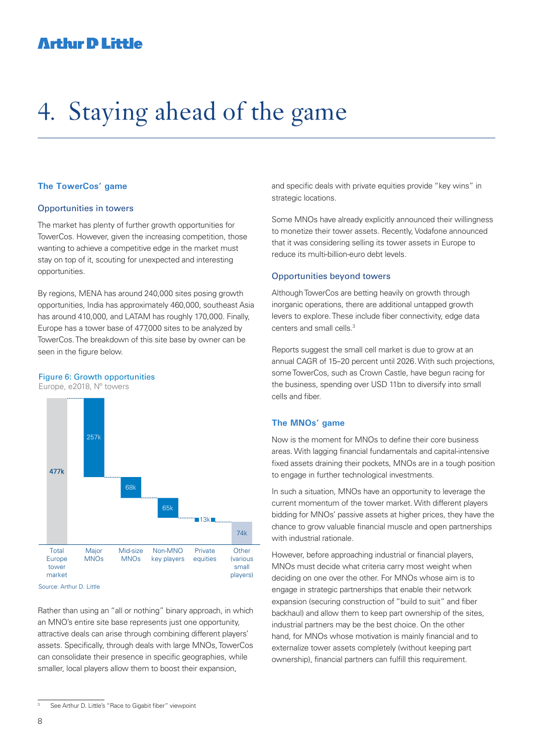# 4. Staying ahead of the game

## The TowerCos' game

### Opportunities in towers

The market has plenty of further growth opportunities for TowerCos. However, given the increasing competition, those wanting to achieve a competitive edge in the market must stay on top of it, scouting for unexpected and interesting opportunities.

By regions, MENA has around 240,000 sites posing growth opportunities, India has approximately 460,000, southeast Asia has around 410,000, and LATAM has roughly 170,000. Finally, Europe has a tower base of 477,000 sites to be analyzed by TowerCos. The breakdown of this site base by owner can be seen in the figure below.

Figure 6: Growth opportunities

Europe, e2018, Nº towers

477k
257k
68k
65k
13k
74k

Total Europe tower market
Major MNOs
Mid-size MNOs
Non-MNO key players
Private equities
Other (various small players)

Source: Arthur D. Little

Rather than using an "all or nothing" binary approach, in which an MNO's entire site base represents just one opportunity, attractive deals can arise through combining different players' assets. Specifically, through deals with large MNOs, TowerCos can consolidate their presence in specific geographies, while smaller, local players allow them to boost their expansion, and specific deals with private equities provide "key wins" in strategic locations.

Some MNOs have already explicitly announced their willingness to monetize their tower assets. Recently, Vodafone announced that it was considering selling its tower assets in Europe to reduce its multi-billion-euro debt levels.

### Opportunities beyond towers

Although TowerCos are betting heavily on growth through inorganic operations, there are additional untapped growth levers to explore. These include fiber connectivity, edge data centers and small cells.[3]

Reports suggest the small cell market is due to grow at an annual CAGR of 15–20 percent until 2026. With such projections, some TowerCos, such as Crown Castle, have begun racing for the business, spending over USD 11bn to diversify into small cells and fiber.

## The MNOs' game

Now is the moment for MNOs to define their core business areas. With lagging financial fundamentals and capital-intensive fixed assets draining their pockets, MNOs are in a tough position to engage in further technological investments.

In such a situation, MNOs have an opportunity to leverage the current momentum of the tower market. With different players bidding for MNOs' passive assets at higher prices, they have the chance to grow valuable financial muscle and open partnerships with industrial rationale.

However, before approaching industrial or financial players, MNOs must decide what criteria carry most weight when deciding on one over the other. For MNOs whose aim is to engage in strategic partnerships that enable their network expansion (securing construction of "build to suit" and fiber backhaul) and allow them to keep part ownership of the sites, industrial partners may be the best choice. On the other hand, for MNOs whose motivation is mainly financial and to externalize tower assets completely (without keeping part ownership), financial partners can fulfill this requirement.

[3] See Arthur D. Little's "Race to Gigabit fiber" viewpoint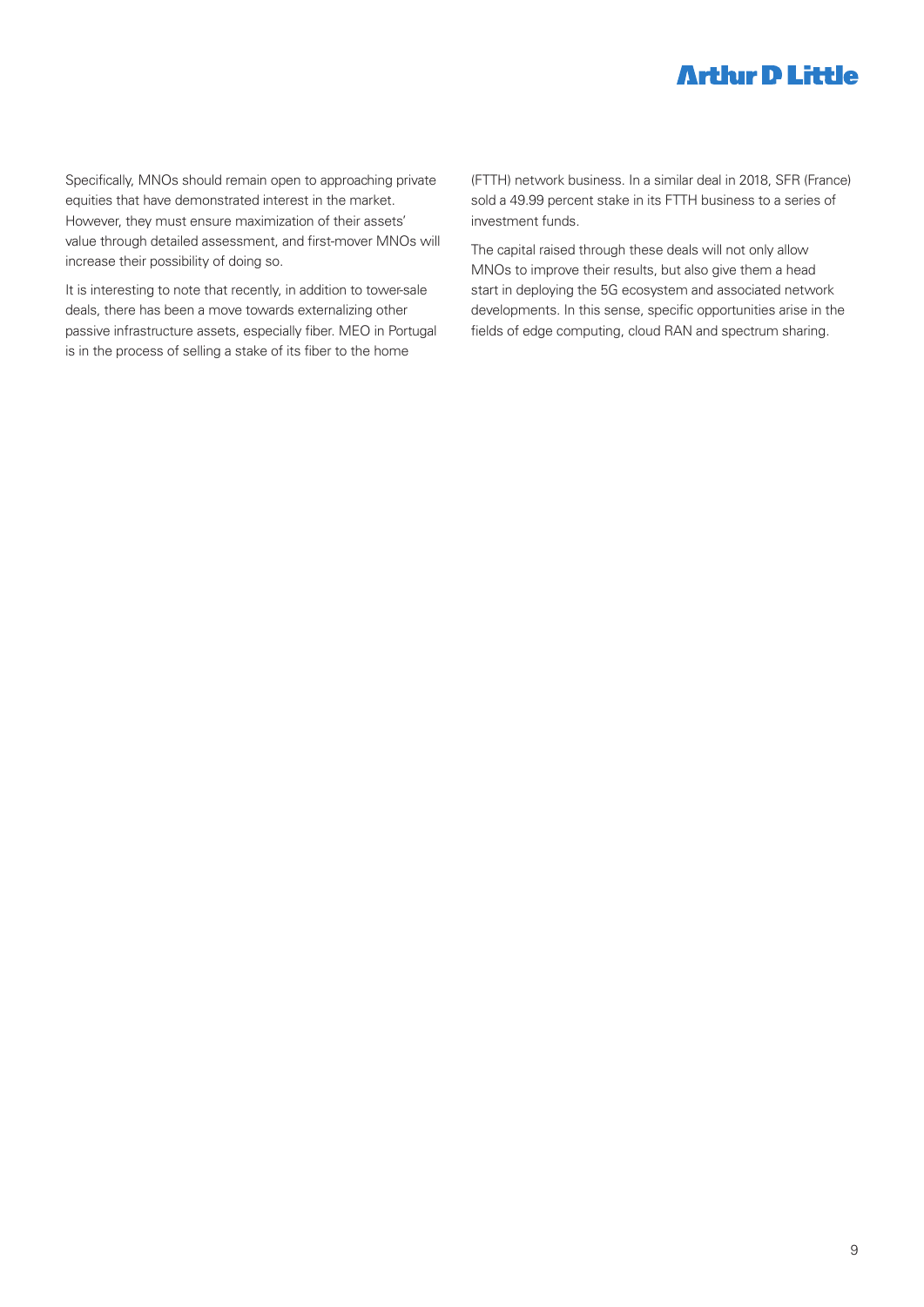Specifically, MNOs should remain open to approaching private equities that have demonstrated interest in the market. However, they must ensure maximization of their assets' value through detailed assessment, and first-mover MNOs will increase their possibility of doing so.

It is interesting to note that recently, in addition to tower-sale deals, there has been a move towards externalizing other passive infrastructure assets, especially fiber. MEO in Portugal is in the process of selling a stake of its fiber to the home (FTTH) network business. In a similar deal in 2018, SFR (France) sold a 49.99 percent stake in its FTTH business to a series of investment funds.

The capital raised through these deals will not only allow MNOs to improve their results, but also give them a head start in deploying the 5G ecosystem and associated network developments. In this sense, specific opportunities arise in the fields of edge computing, cloud RAN and spectrum sharing.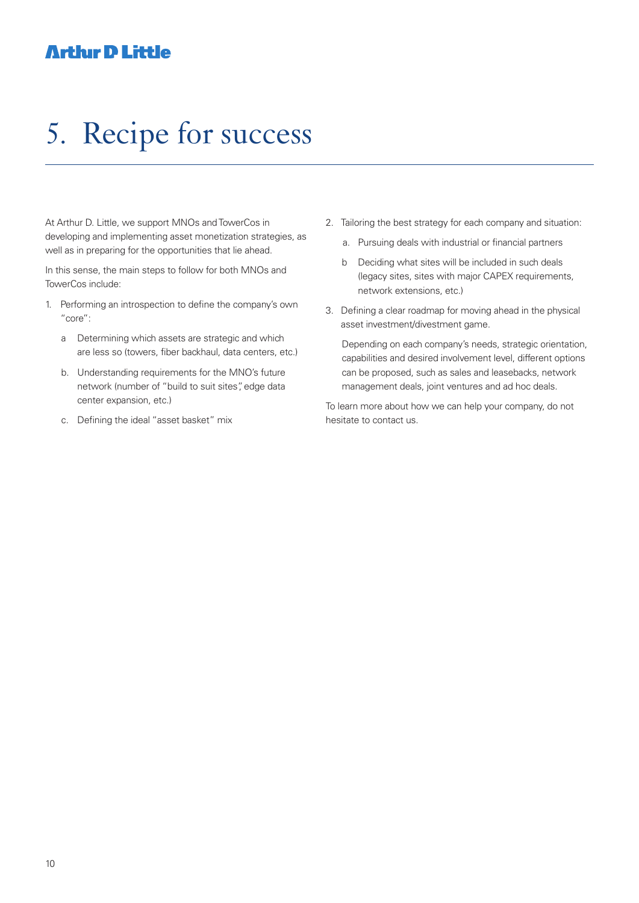# 5. Recipe for success

At Arthur D. Little, we support MNOs and TowerCos in developing and implementing asset monetization strategies, as well as in preparing for the opportunities that lie ahead.

In this sense, the main steps to follow for both MNOs and TowerCos include:

1. Performing an introspection to define the company's own "core":
   a. Determining which assets are strategic and which are less so (towers, fiber backhaul, data centers, etc.)
   b. Understanding requirements for the MNO's future network (number of "build to suit sites", edge data center expansion, etc.)
   c. Defining the ideal "asset basket" mix
2. Tailoring the best strategy for each company and situation:
   a. Pursuing deals with industrial or financial partners
   b. Deciding what sites will be included in such deals (legacy sites, sites with major CAPEX requirements, network extensions, etc.)
3. Defining a clear roadmap for moving ahead in the physical asset investment/divestment game.

   Depending on each company's needs, strategic orientation, capabilities and desired involvement level, different options can be proposed, such as sales and leasebacks, network management deals, joint ventures and ad hoc deals.

To learn more about how we can help your company, do not hesitate to contact us.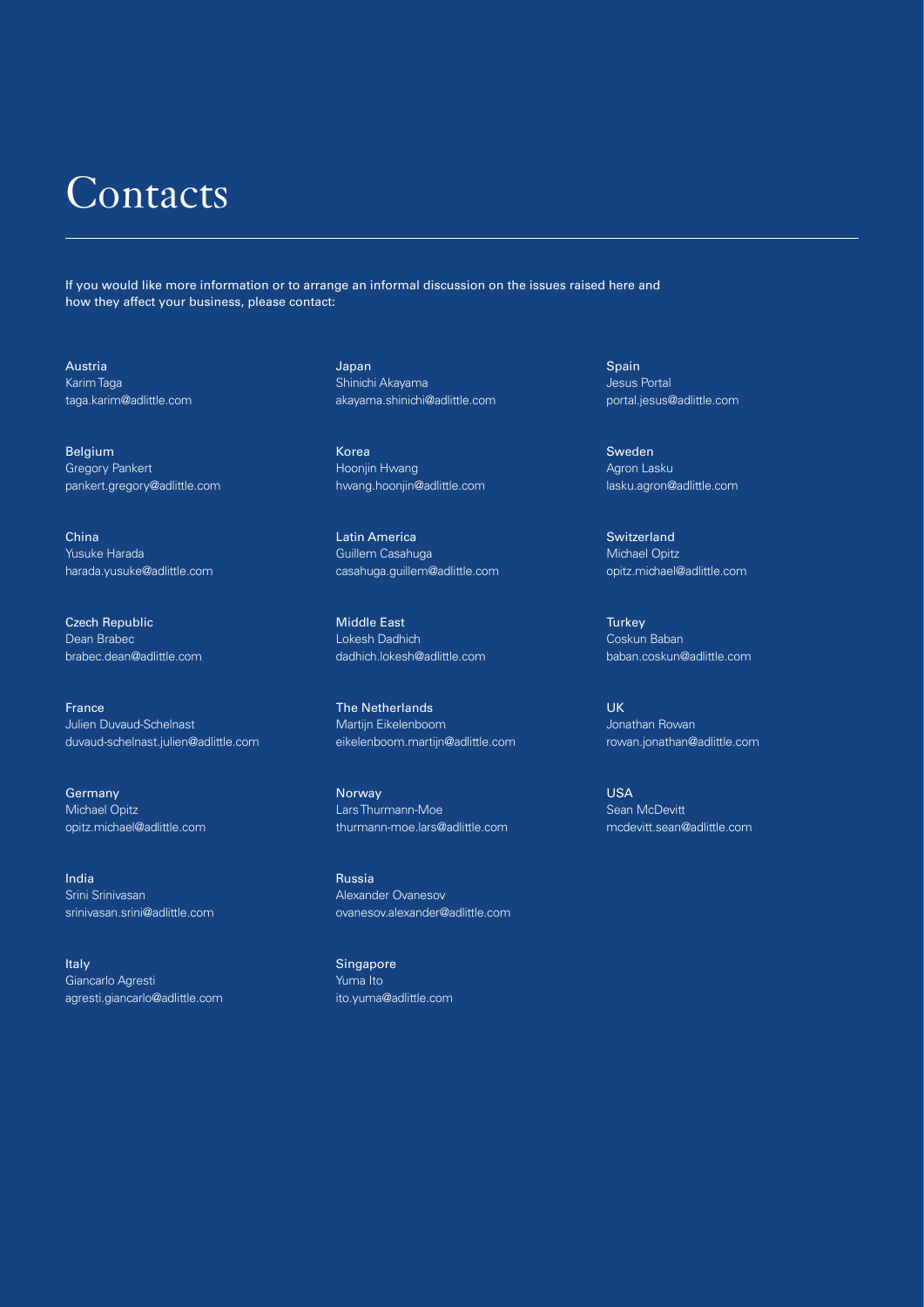# Contacts

If you would like more information or to arrange an informal discussion on the issues raised here and how they affect your business, please contact:

Austria
Karim Taga
taga.karim@adlittle.com

Belgium
Gregory Pankert
pankert.gregory@adlittle.com

China
Yusuke Harada
harada.yusuke@adlittle.com

Czech Republic
Dean Brabec
brabec.dean@adlittle.com

France
Julien Duvaud-Schelnast
duvaud-schelnast.julien@adlittle.com

Germany
Michael Opitz
opitz.michael@adlittle.com

India
Srini Srinivasan
srinivasan.srini@adlittle.com

Italy
Giancarlo Agresti
agresti.giancarlo@adlittle.com

Japan
Shinichi Akayama
akayama.shinichi@adlittle.com

Korea
Hoonjin Hwang
hwang.hoonjin@adlittle.com

Latin America
Guillem Casahuga
casahuga.guillem@adlittle.com

Middle East
Lokesh Dadhich
dadhich.lokesh@adlittle.com

The Netherlands
Martijn Eikelenboom
eikelenboom.martijn@adlittle.com

Norway
Lars Thurmann-Moe
thurmann-moe.lars@adlittle.com

Russia
Alexander Ovanesov
ovanesov.alexander@adlittle.com

Singapore
Yuma Ito
ito.yuma@adlittle.com

Spain
Jesus Portal
portal.jesus@adlittle.com

Sweden
Agron Lasku
lasku.agron@adlittle.com

Switzerland
Michael Opitz
opitz.michael@adlittle.com

Turkey
Coskun Baban
baban.coskun@adlittle.com

UK
Jonathan Rowan
rowan.jonathan@adlittle.com

USA
Sean McDevitt
mcdevitt.sean@adlittle.com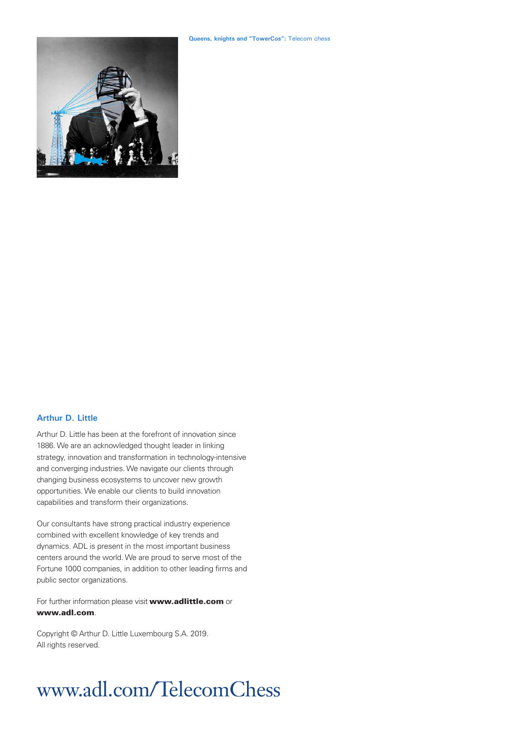## Arthur D. Little

Arthur D. Little has been at the forefront of innovation since 1886. We are an acknowledged thought leader in linking strategy, innovation and transformation in technology-intensive and converging industries. We navigate our clients through changing business ecosystems to uncover new growth opportunities. We enable our clients to build innovation capabilities and transform their organizations.

Our consultants have strong practical industry experience combined with excellent knowledge of key trends and dynamics. ADL is present in the most important business centers around the world. We are proud to serve most of the Fortune 1000 companies, in addition to other leading firms and public sector organizations.

For further information please visit **www.adlittle.com** or **www.adl.com**.

Copyright © Arthur D. Little Luxembourg S.A. 2019.
All rights reserved.

www.adl.com/TelecomChess